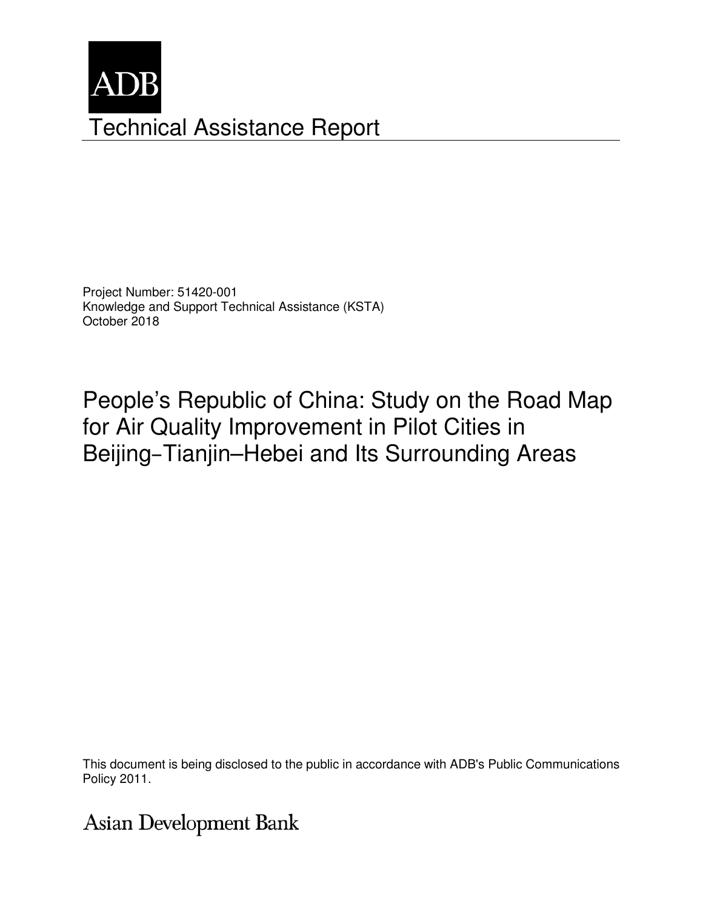ADB

# Technical Assistance Report

Project Number: 51420-001
Knowledge and Support Technical Assistance (KSTA)
October 2018

# People's Republic of China: Study on the Road Map for Air Quality Improvement in Pilot Cities in Beijing–Tianjin–Hebei and Its Surrounding Areas

This document is being disclosed to the public in accordance with ADB's Public Communications Policy 2011.

Asian Development Bank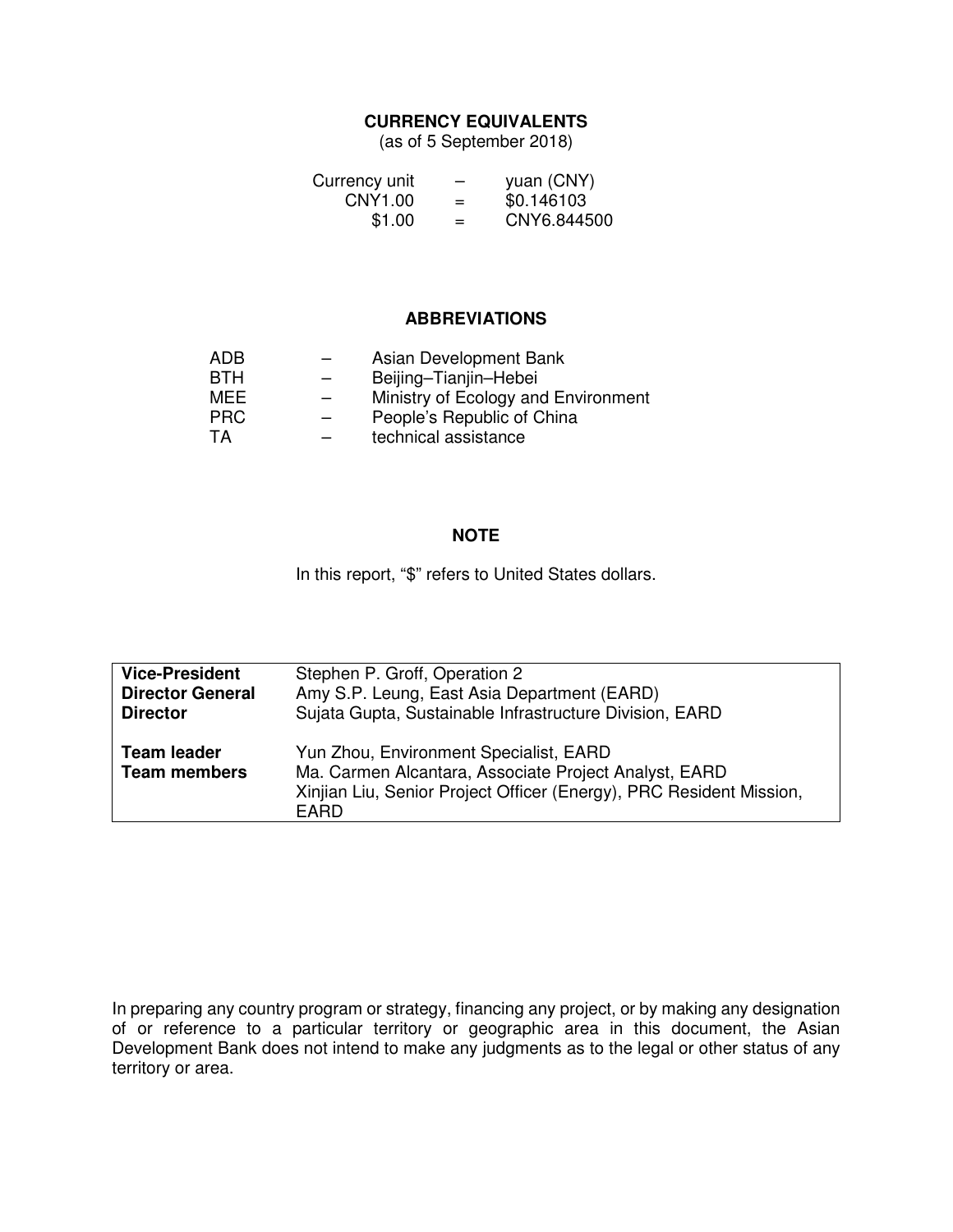## CURRENCY EQUIVALENTS

(as of 5 September 2018)

| | | |
|---|---|---|
| Currency unit | – | yuan (CNY) |
| CNY1.00 | = | $0.146103 |
| $1.00 | = | CNY6.844500 |

## ABBREVIATIONS

| | | |
|---|---|---|
| ADB | – | Asian Development Bank |
| BTH | – | Beijing–Tianjin–Hebei |
| MEE | – | Ministry of Ecology and Environment |
| PRC | – | People's Republic of China |
| TA | – | technical assistance |

## NOTE

In this report, "$" refers to United States dollars.

| | |
|---|---|
| **Vice-President** | Stephen P. Groff, Operation 2 |
| **Director General** | Amy S.P. Leung, East Asia Department (EARD) |
| **Director** | Sujata Gupta, Sustainable Infrastructure Division, EARD |
| **Team leader** | Yun Zhou, Environment Specialist, EARD |
| **Team members** | Ma. Carmen Alcantara, Associate Project Analyst, EARD<br>Xinjian Liu, Senior Project Officer (Energy), PRC Resident Mission, EARD |

In preparing any country program or strategy, financing any project, or by making any designation of or reference to a particular territory or geographic area in this document, the Asian Development Bank does not intend to make any judgments as to the legal or other status of any territory or area.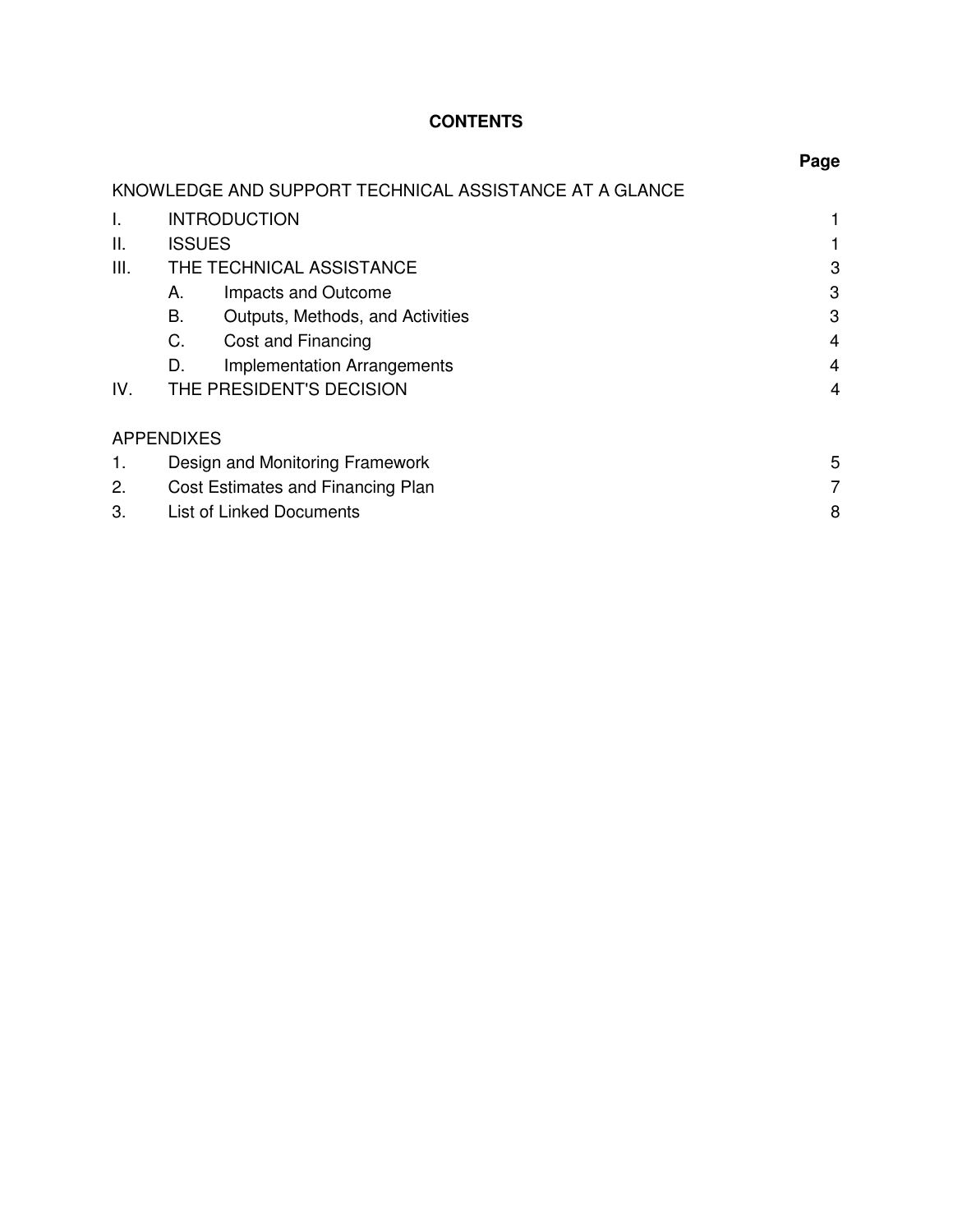# CONTENTS

| | | Page |
|---|---|---|
| KNOWLEDGE AND SUPPORT TECHNICAL ASSISTANCE AT A GLANCE | | |
| I. | INTRODUCTION | 1 |
| II. | ISSUES | 1 |
| III. | THE TECHNICAL ASSISTANCE | 3 |
| | A. Impacts and Outcome | 3 |
| | B. Outputs, Methods, and Activities | 3 |
| | C. Cost and Financing | 4 |
| | D. Implementation Arrangements | 4 |
| IV. | THE PRESIDENT'S DECISION | 4 |
| | | |
| APPENDIXES | | |
| 1. | Design and Monitoring Framework | 5 |
| 2. | Cost Estimates and Financing Plan | 7 |
| 3. | List of Linked Documents | 8 |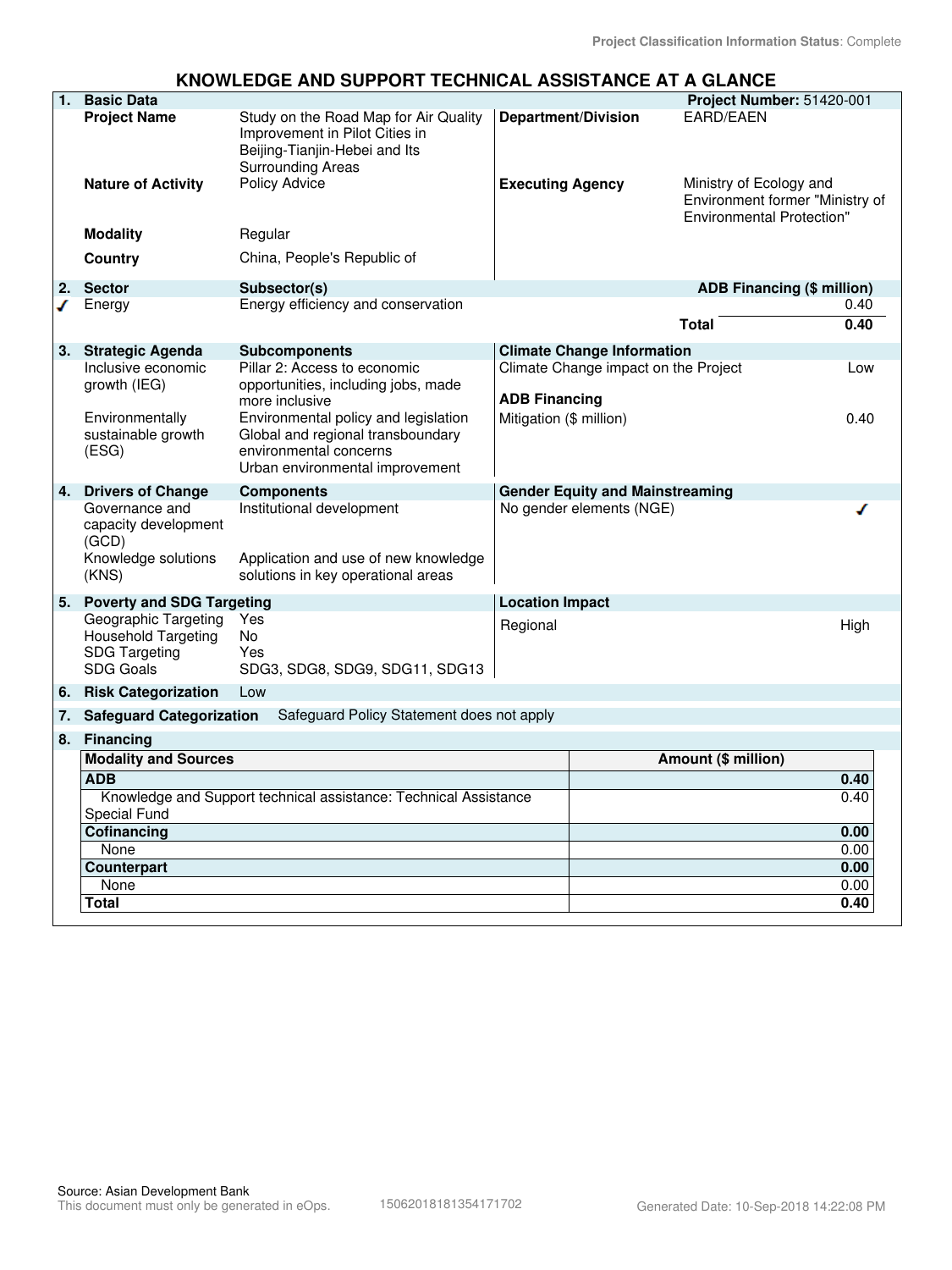Project Classification Information Status: Complete

# KNOWLEDGE AND SUPPORT TECHNICAL ASSISTANCE AT A GLANCE

## 1. Basic Data

**Project Number:** 51420-001

| | | | |
|---|---|---|---|
| **Project Name** | Study on the Road Map for Air Quality Improvement in Pilot Cities in Beijing-Tianjin-Hebei and Its Surrounding Areas | **Department/Division** | EARD/EAEN |
| **Nature of Activity** | Policy Advice | **Executing Agency** | Ministry of Ecology and Environment former "Ministry of Environmental Protection" |
| **Modality** | Regular | | |
| **Country** | China, People's Republic of | | |

## 2. Sector

| Sector | Subsector(s) | ADB Financing ($ million) |
|---|---|---|
| ✓ Energy | Energy efficiency and conservation | 0.40 |
| | **Total** | **0.40** |

## 3. Strategic Agenda

| Strategic Agenda | Subcomponents |
|---|---|
| Inclusive economic growth (IEG) | Pillar 2: Access to economic opportunities, including jobs, made more inclusive |
| Environmentally sustainable growth (ESG) | Environmental policy and legislation<br>Global and regional transboundary environmental concerns<br>Urban environmental improvement |

**Climate Change Information**

| | |
|---|---|
| Climate Change impact on the Project | Low |
| **ADB Financing** | |
| Mitigation ($ million) | 0.40 |

## 4. Drivers of Change

| Drivers of Change | Components |
|---|---|
| Governance and capacity development (GCD) | Institutional development |
| Knowledge solutions (KNS) | Application and use of new knowledge solutions in key operational areas |

**Gender Equity and Mainstreaming**

| | |
|---|---|
| No gender elements (NGE) | ✓ |

## 5. Poverty and SDG Targeting

| | |
|---|---|
| Geographic Targeting | Yes |
| Household Targeting | No |
| SDG Targeting | Yes |
| SDG Goals | SDG3, SDG8, SDG9, SDG11, SDG13 |

**Location Impact**

| | |
|---|---|
| Regional | High |

## 6. Risk Categorization

Low

## 7. Safeguard Categorization

Safeguard Policy Statement does not apply

## 8. Financing

| Modality and Sources | Amount ($ million) |
|---|---|
| **ADB** | **0.40** |
| Knowledge and Support technical assistance: Technical Assistance Special Fund | 0.40 |
| **Cofinancing** | **0.00** |
| None | 0.00 |
| **Counterpart** | **0.00** |
| None | 0.00 |
| **Total** | **0.40** |

Source: Asian Development Bank

This document must only be generated in eOps. 15062018181354171702 Generated Date: 10-Sep-2018 14:22:08 PM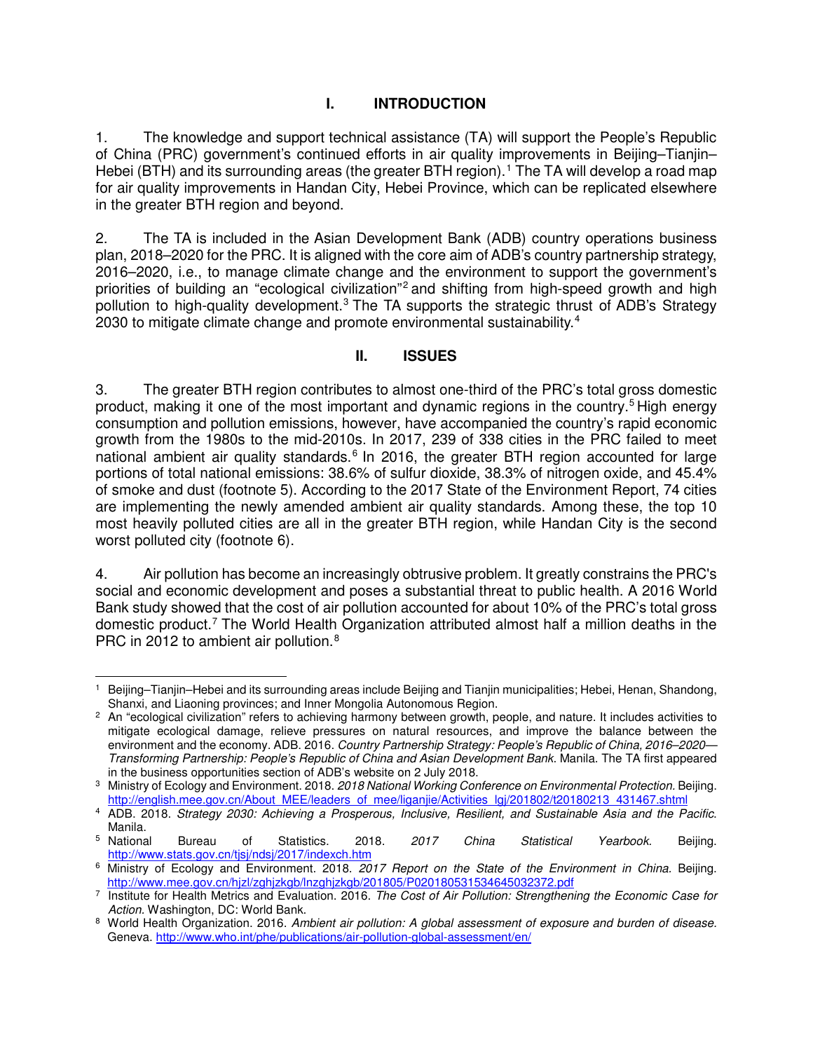# I. INTRODUCTION

1. The knowledge and support technical assistance (TA) will support the People's Republic of China (PRC) government's continued efforts in air quality improvements in Beijing–Tianjin–Hebei (BTH) and its surrounding areas (the greater BTH region).[1] The TA will develop a road map for air quality improvements in Handan City, Hebei Province, which can be replicated elsewhere in the greater BTH region and beyond.

2. The TA is included in the Asian Development Bank (ADB) country operations business plan, 2018–2020 for the PRC. It is aligned with the core aim of ADB's country partnership strategy, 2016–2020, i.e., to manage climate change and the environment to support the government's priorities of building an "ecological civilization"[2] and shifting from high-speed growth and high pollution to high-quality development.[3] The TA supports the strategic thrust of ADB's Strategy 2030 to mitigate climate change and promote environmental sustainability.[4]

# II. ISSUES

3. The greater BTH region contributes to almost one-third of the PRC's total gross domestic product, making it one of the most important and dynamic regions in the country.[5] High energy consumption and pollution emissions, however, have accompanied the country's rapid economic growth from the 1980s to the mid-2010s. In 2017, 239 of 338 cities in the PRC failed to meet national ambient air quality standards.[6] In 2016, the greater BTH region accounted for large portions of total national emissions: 38.6% of sulfur dioxide, 38.3% of nitrogen oxide, and 45.4% of smoke and dust (footnote 5). According to the 2017 State of the Environment Report, 74 cities are implementing the newly amended ambient air quality standards. Among these, the top 10 most heavily polluted cities are all in the greater BTH region, while Handan City is the second worst polluted city (footnote 6).

4. Air pollution has become an increasingly obtrusive problem. It greatly constrains the PRC's social and economic development and poses a substantial threat to public health. A 2016 World Bank study showed that the cost of air pollution accounted for about 10% of the PRC's total gross domestic product.[7] The World Health Organization attributed almost half a million deaths in the PRC in 2012 to ambient air pollution.[8]

---

[1] Beijing–Tianjin–Hebei and its surrounding areas include Beijing and Tianjin municipalities; Hebei, Henan, Shandong, Shanxi, and Liaoning provinces; and Inner Mongolia Autonomous Region.

[2] An "ecological civilization" refers to achieving harmony between growth, people, and nature. It includes activities to mitigate ecological damage, relieve pressures on natural resources, and improve the balance between the environment and the economy. ADB. 2016. *Country Partnership Strategy: People's Republic of China, 2016–2020—Transforming Partnership: People's Republic of China and Asian Development Bank*. Manila. The TA first appeared in the business opportunities section of ADB's website on 2 July 2018.

[3] Ministry of Ecology and Environment. 2018. *2018 National Working Conference on Environmental Protection*. Beijing. http://english.mee.gov.cn/About_MEE/leaders_of_mee/liganjie/Activities_lgj/201802/t20180213_431467.shtml

[4] ADB. 2018. *Strategy 2030: Achieving a Prosperous, Inclusive, Resilient, and Sustainable Asia and the Pacific*. Manila.

[5] National Bureau of Statistics. 2018. *2017 China Statistical Yearbook*. Beijing. http://www.stats.gov.cn/tjsj/ndsj/2017/indexch.htm

[6] Ministry of Ecology and Environment. 2018. *2017 Report on the State of the Environment in China*. Beijing. http://www.mee.gov.cn/hjzl/zghjzkgb/lnzghjzkgb/201805/P020180531534645032372.pdf

[7] Institute for Health Metrics and Evaluation. 2016. *The Cost of Air Pollution: Strengthening the Economic Case for Action*. Washington, DC: World Bank.

[8] World Health Organization. 2016. *Ambient air pollution: A global assessment of exposure and burden of disease*. Geneva. http://www.who.int/phe/publications/air-pollution-global-assessment/en/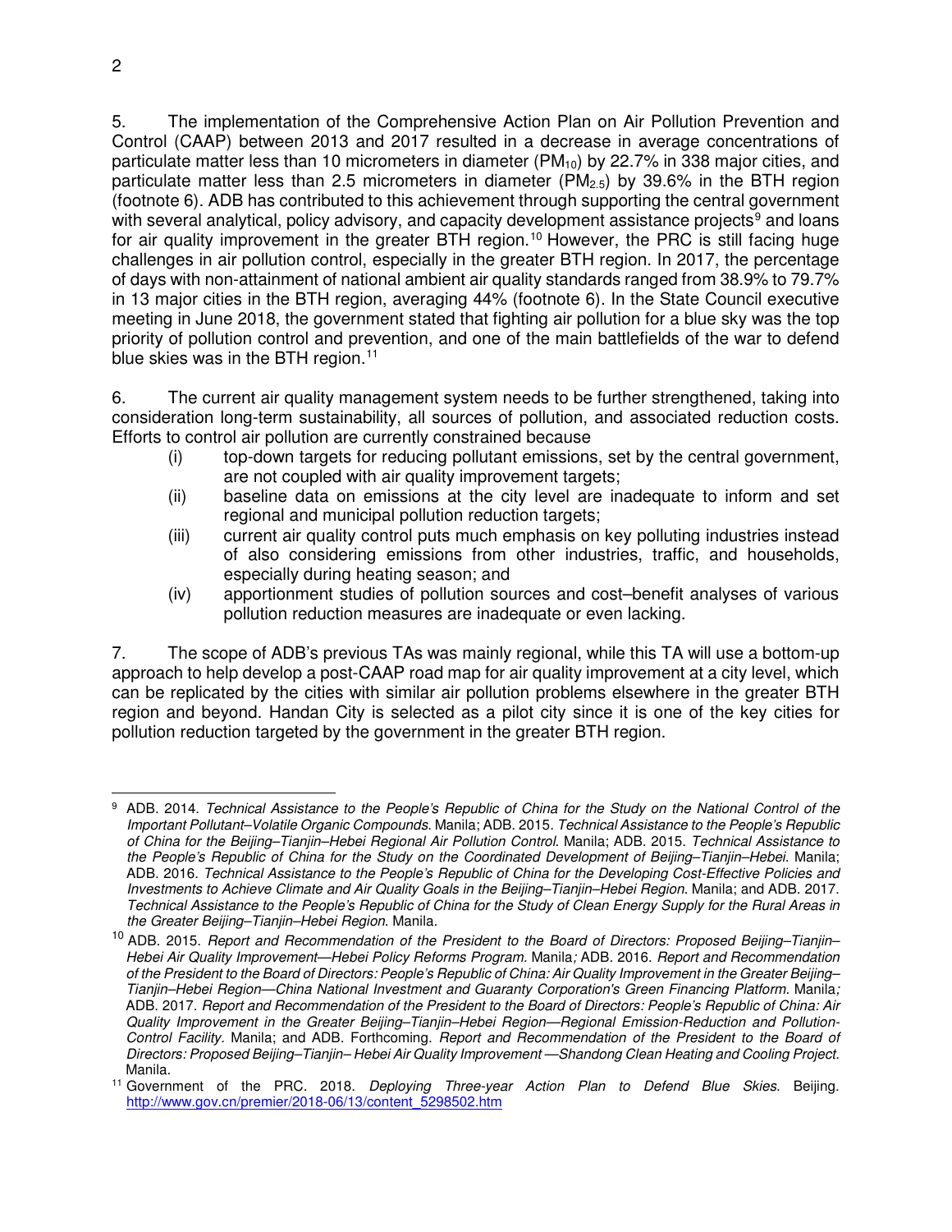5. The implementation of the Comprehensive Action Plan on Air Pollution Prevention and Control (CAAP) between 2013 and 2017 resulted in a decrease in average concentrations of particulate matter less than 10 micrometers in diameter ($PM_{10}$) by 22.7% in 338 major cities, and particulate matter less than 2.5 micrometers in diameter ($PM_{2.5}$) by 39.6% in the BTH region (footnote 6). ADB has contributed to this achievement through supporting the central government with several analytical, policy advisory, and capacity development assistance projects[9] and loans for air quality improvement in the greater BTH region.[10] However, the PRC is still facing huge challenges in air pollution control, especially in the greater BTH region. In 2017, the percentage of days with non-attainment of national ambient air quality standards ranged from 38.9% to 79.7% in 13 major cities in the BTH region, averaging 44% (footnote 6). In the State Council executive meeting in June 2018, the government stated that fighting air pollution for a blue sky was the top priority of pollution control and prevention, and one of the main battlefields of the war to defend blue skies was in the BTH region.[11]

6. The current air quality management system needs to be further strengthened, taking into consideration long-term sustainability, all sources of pollution, and associated reduction costs. Efforts to control air pollution are currently constrained because

- (i) top-down targets for reducing pollutant emissions, set by the central government, are not coupled with air quality improvement targets;
- (ii) baseline data on emissions at the city level are inadequate to inform and set regional and municipal pollution reduction targets;
- (iii) current air quality control puts much emphasis on key polluting industries instead of also considering emissions from other industries, traffic, and households, especially during heating season; and
- (iv) apportionment studies of pollution sources and cost–benefit analyses of various pollution reduction measures are inadequate or even lacking.

7. The scope of ADB's previous TAs was mainly regional, while this TA will use a bottom-up approach to help develop a post-CAAP road map for air quality improvement at a city level, which can be replicated by the cities with similar air pollution problems elsewhere in the greater BTH region and beyond. Handan City is selected as a pilot city since it is one of the key cities for pollution reduction targeted by the government in the greater BTH region.

---

[9] ADB. 2014. *Technical Assistance to the People's Republic of China for the Study on the National Control of the Important Pollutant–Volatile Organic Compounds*. Manila; ADB. 2015. *Technical Assistance to the People's Republic of China for the Beijing–Tianjin–Hebei Regional Air Pollution Control*. Manila; ADB. 2015. *Technical Assistance to the People's Republic of China for the Study on the Coordinated Development of Beijing–Tianjin–Hebei*. Manila; ADB. 2016. *Technical Assistance to the People's Republic of China for the Developing Cost-Effective Policies and Investments to Achieve Climate and Air Quality Goals in the Beijing–Tianjin–Hebei Region*. Manila; and ADB. 2017. *Technical Assistance to the People's Republic of China for the Study of Clean Energy Supply for the Rural Areas in the Greater Beijing–Tianjin–Hebei Region*. Manila.

[10] ADB. 2015. *Report and Recommendation of the President to the Board of Directors: Proposed Beijing–Tianjin–Hebei Air Quality Improvement—Hebei Policy Reforms Program*. Manila*;* ADB. 2016. *Report and Recommendation of the President to the Board of Directors: People's Republic of China: Air Quality Improvement in the Greater Beijing–Tianjin–Hebei Region—China National Investment and Guaranty Corporation's Green Financing Platform*. Manila*;* ADB. 2017. *Report and Recommendation of the President to the Board of Directors: People's Republic of China: Air Quality Improvement in the Greater Beijing–Tianjin–Hebei Region—Regional Emission-Reduction and Pollution-Control Facility*. Manila; and ADB. Forthcoming. *Report and Recommendation of the President to the Board of Directors: Proposed Beijing–Tianjin– Hebei Air Quality Improvement —Shandong Clean Heating and Cooling Project.* Manila.

[11] Government of the PRC. 2018. *Deploying Three-year Action Plan to Defend Blue Skies*. Beijing. http://www.gov.cn/premier/2018-06/13/content_5298502.htm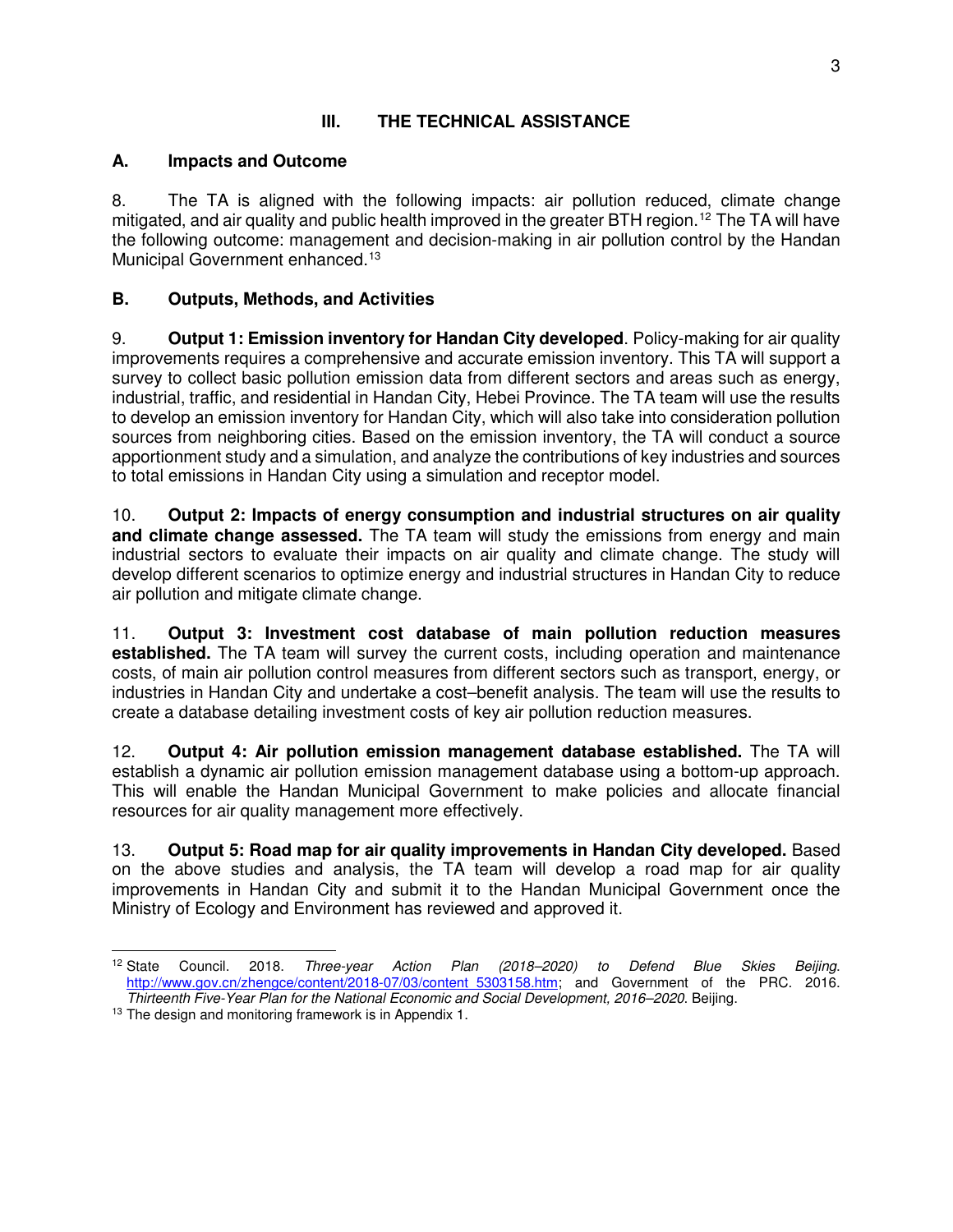## III. THE TECHNICAL ASSISTANCE

### A. Impacts and Outcome

8. The TA is aligned with the following impacts: air pollution reduced, climate change mitigated, and air quality and public health improved in the greater BTH region.[12] The TA will have the following outcome: management and decision-making in air pollution control by the Handan Municipal Government enhanced.[13]

### B. Outputs, Methods, and Activities

9. **Output 1: Emission inventory for Handan City developed**. Policy-making for air quality improvements requires a comprehensive and accurate emission inventory. This TA will support a survey to collect basic pollution emission data from different sectors and areas such as energy, industrial, traffic, and residential in Handan City, Hebei Province. The TA team will use the results to develop an emission inventory for Handan City, which will also take into consideration pollution sources from neighboring cities. Based on the emission inventory, the TA will conduct a source apportionment study and a simulation, and analyze the contributions of key industries and sources to total emissions in Handan City using a simulation and receptor model.

10. **Output 2: Impacts of energy consumption and industrial structures on air quality and climate change assessed.** The TA team will study the emissions from energy and main industrial sectors to evaluate their impacts on air quality and climate change. The study will develop different scenarios to optimize energy and industrial structures in Handan City to reduce air pollution and mitigate climate change.

11. **Output 3: Investment cost database of main pollution reduction measures established.** The TA team will survey the current costs, including operation and maintenance costs, of main air pollution control measures from different sectors such as transport, energy, or industries in Handan City and undertake a cost–benefit analysis. The team will use the results to create a database detailing investment costs of key air pollution reduction measures.

12. **Output 4: Air pollution emission management database established.** The TA will establish a dynamic air pollution emission management database using a bottom-up approach. This will enable the Handan Municipal Government to make policies and allocate financial resources for air quality management more effectively.

13. **Output 5: Road map for air quality improvements in Handan City developed.** Based on the above studies and analysis, the TA team will develop a road map for air quality improvements in Handan City and submit it to the Handan Municipal Government once the Ministry of Ecology and Environment has reviewed and approved it.

---

[12] State Council. 2018. *Three-year Action Plan (2018–2020) to Defend Blue Skies Beijing.* http://www.gov.cn/zhengce/content/2018-07/03/content_5303158.htm; and Government of the PRC. 2016. *Thirteenth Five-Year Plan for the National Economic and Social Development, 2016–2020.* Beijing.

[13] The design and monitoring framework is in Appendix 1.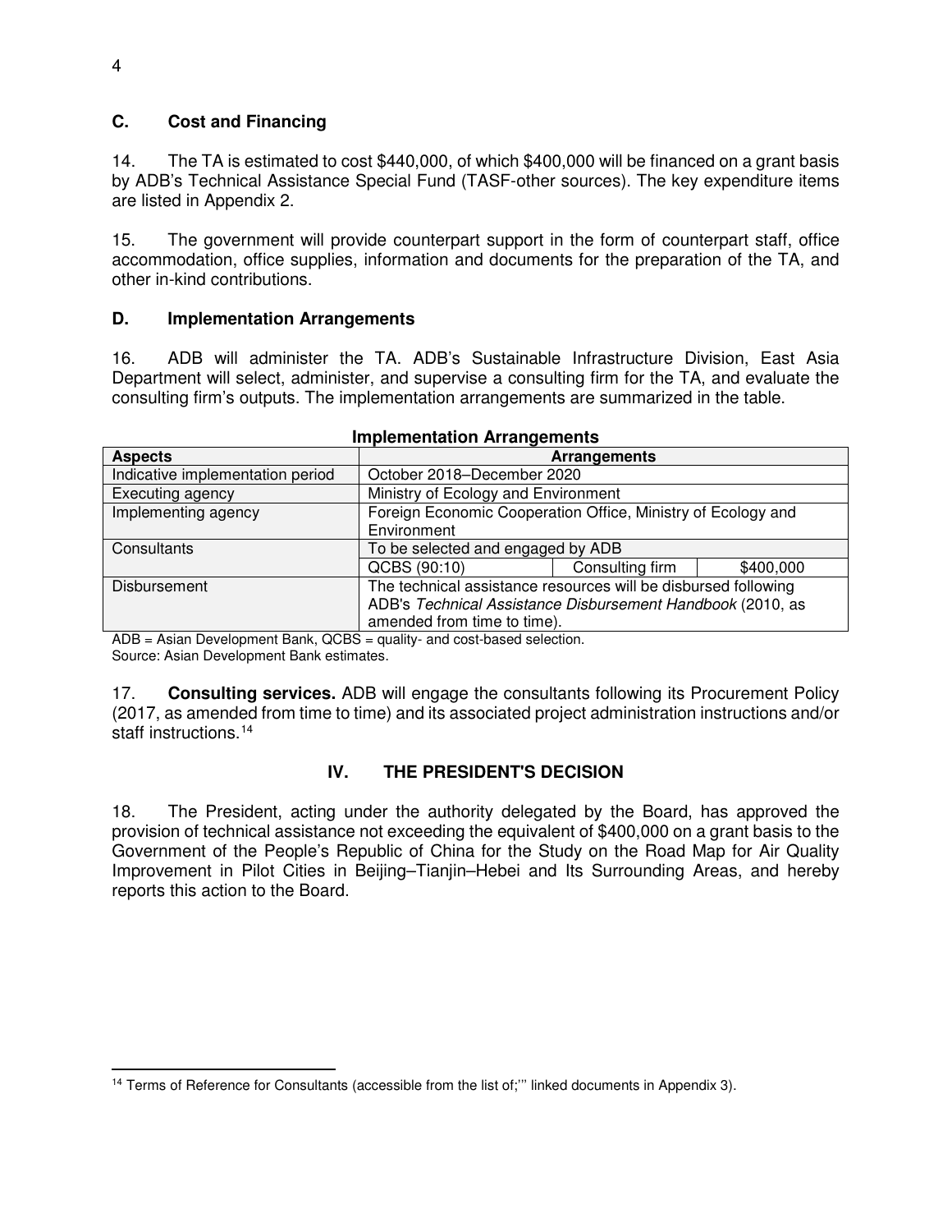### C. Cost and Financing

14. The TA is estimated to cost $440,000, of which $400,000 will be financed on a grant basis by ADB's Technical Assistance Special Fund (TASF-other sources). The key expenditure items are listed in Appendix 2.

15. The government will provide counterpart support in the form of counterpart staff, office accommodation, office supplies, information and documents for the preparation of the TA, and other in-kind contributions.

### D. Implementation Arrangements

16. ADB will administer the TA. ADB's Sustainable Infrastructure Division, East Asia Department will select, administer, and supervise a consulting firm for the TA, and evaluate the consulting firm's outputs. The implementation arrangements are summarized in the table.

**Implementation Arrangements**

| Aspects | Arrangements | | |
|---|---|---|---|
| Indicative implementation period | October 2018–December 2020 | | |
| Executing agency | Ministry of Ecology and Environment | | |
| Implementing agency | Foreign Economic Cooperation Office, Ministry of Ecology and Environment | | |
| Consultants | To be selected and engaged by ADB | | |
| | QCBS (90:10) | Consulting firm | $400,000 |
| Disbursement | The technical assistance resources will be disbursed following ADB's *Technical Assistance Disbursement Handbook* (2010, as amended from time to time). | | |

ADB = Asian Development Bank, QCBS = quality- and cost-based selection.
Source: Asian Development Bank estimates.

17. **Consulting services.** ADB will engage the consultants following its Procurement Policy (2017, as amended from time to time) and its associated project administration instructions and/or staff instructions.[14]

## IV. THE PRESIDENT'S DECISION

18. The President, acting under the authority delegated by the Board, has approved the provision of technical assistance not exceeding the equivalent of $400,000 on a grant basis to the Government of the People's Republic of China for the Study on the Road Map for Air Quality Improvement in Pilot Cities in Beijing–Tianjin–Hebei and Its Surrounding Areas, and hereby reports this action to the Board.

[14] Terms of Reference for Consultants (accessible from the list of;''' linked documents in Appendix 3).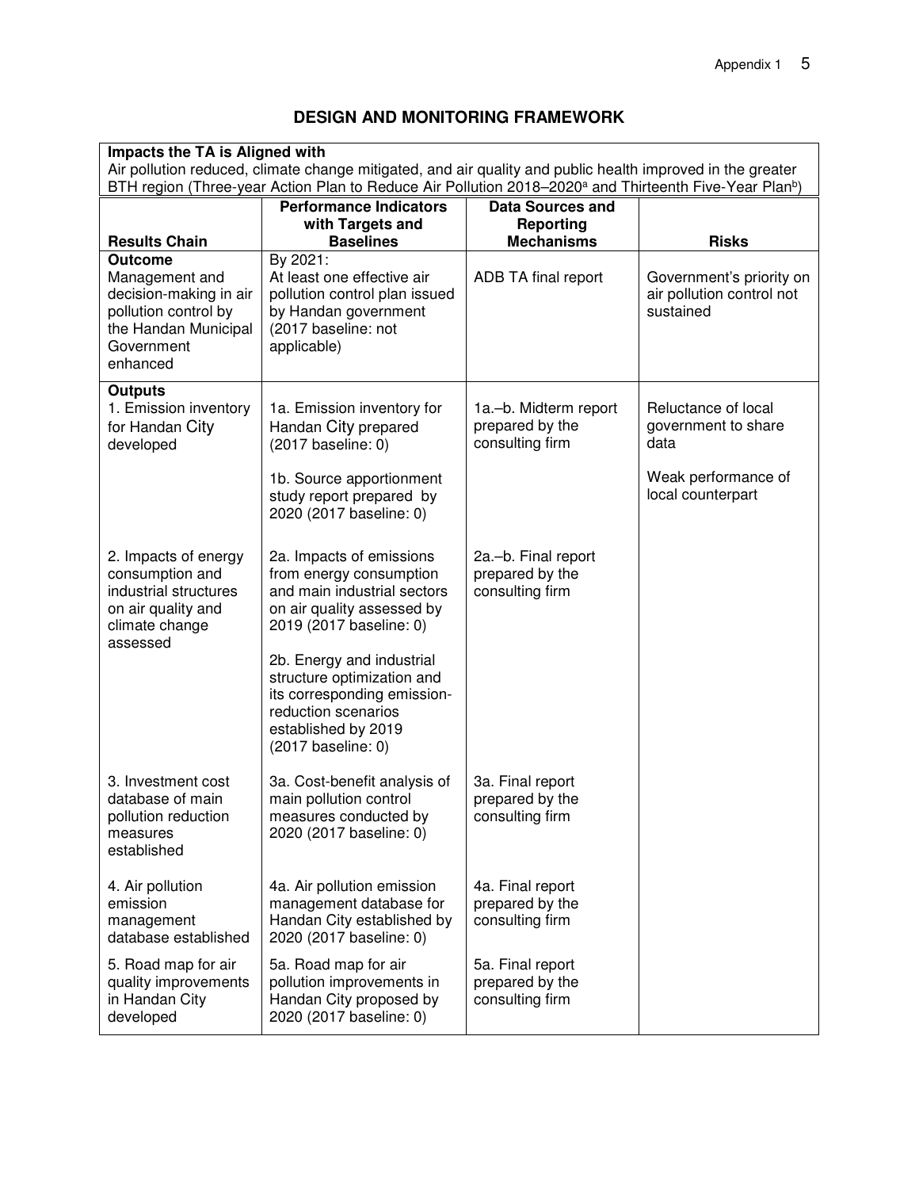## DESIGN AND MONITORING FRAMEWORK

**Impacts the TA is Aligned with**

Air pollution reduced, climate change mitigated, and air quality and public health improved in the greater BTH region (Three-year Action Plan to Reduce Air Pollution 2018–2020[a] and Thirteenth Five-Year Plan[b])

| Results Chain | Performance Indicators with Targets and Baselines | Data Sources and Reporting Mechanisms | Risks |
|---|---|---|---|
| **Outcome**<br>Management and decision-making in air pollution control by the Handan Municipal Government enhanced | By 2021:<br>At least one effective air pollution control plan issued by Handan government (2017 baseline: not applicable) | ADB TA final report | Government's priority on air pollution control not sustained |
| **Outputs**<br>1. Emission inventory for Handan City developed | 1a. Emission inventory for Handan City prepared (2017 baseline: 0)<br><br>1b. Source apportionment study report prepared by 2020 (2017 baseline: 0) | 1a.–b. Midterm report prepared by the consulting firm | Reluctance of local government to share data<br><br>Weak performance of local counterpart |
| 2. Impacts of energy consumption and industrial structures on air quality and climate change assessed | 2a. Impacts of emissions from energy consumption and main industrial sectors on air quality assessed by 2019 (2017 baseline: 0)<br><br>2b. Energy and industrial structure optimization and its corresponding emission-reduction scenarios established by 2019 (2017 baseline: 0) | 2a.–b. Final report prepared by the consulting firm | |
| 3. Investment cost database of main pollution reduction measures established | 3a. Cost-benefit analysis of main pollution control measures conducted by 2020 (2017 baseline: 0) | 3a. Final report prepared by the consulting firm | |
| 4. Air pollution emission management database established | 4a. Air pollution emission management database for Handan City established by 2020 (2017 baseline: 0) | 4a. Final report prepared by the consulting firm | |
| 5. Road map for air quality improvements in Handan City developed | 5a. Road map for air pollution improvements in Handan City proposed by 2020 (2017 baseline: 0) | 5a. Final report prepared by the consulting firm | |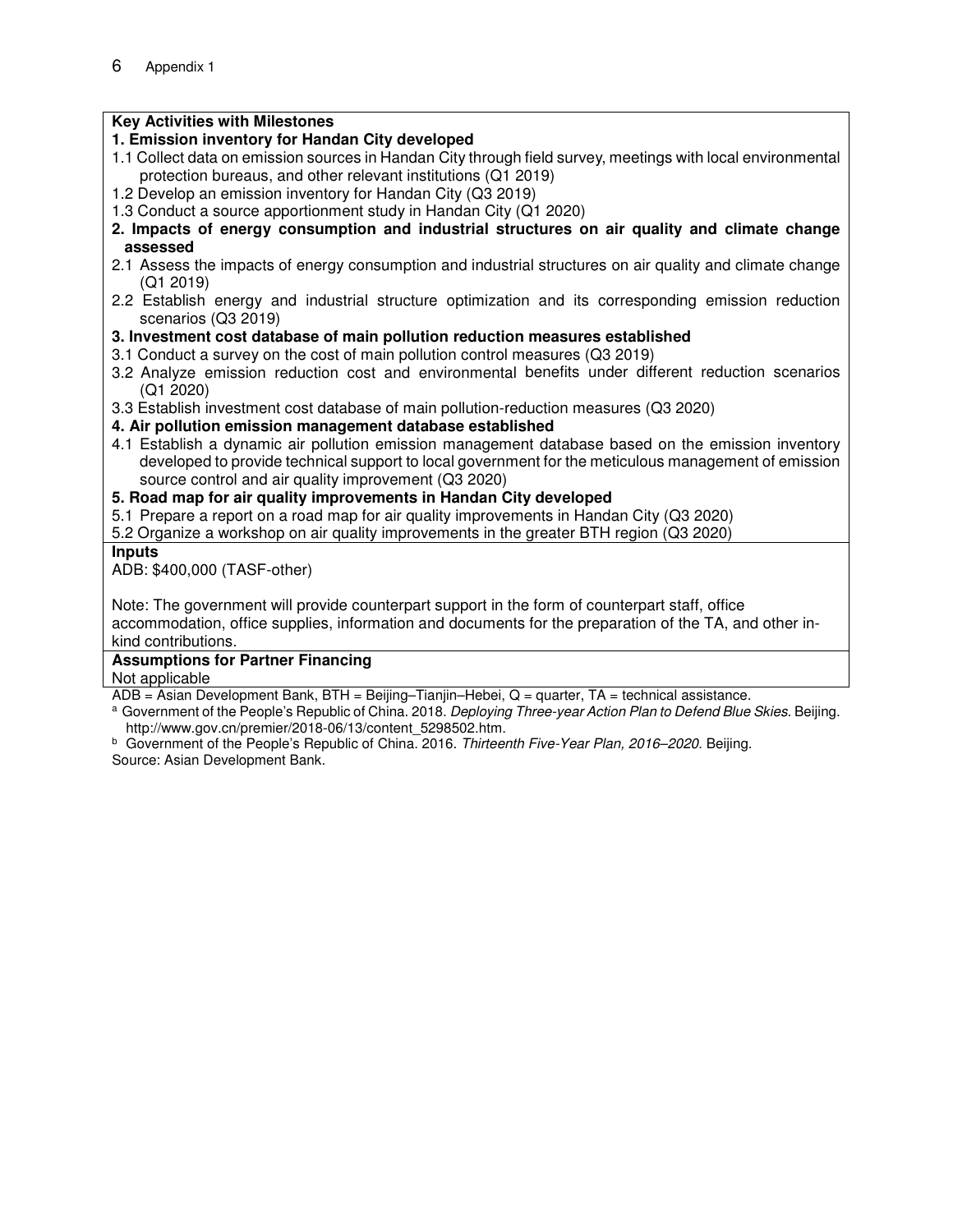**Key Activities with Milestones**

**1. Emission inventory for Handan City developed**

1.1 Collect data on emission sources in Handan City through field survey, meetings with local environmental protection bureaus, and other relevant institutions (Q1 2019)

1.2 Develop an emission inventory for Handan City (Q3 2019)

1.3 Conduct a source apportionment study in Handan City (Q1 2020)

**2. Impacts of energy consumption and industrial structures on air quality and climate change assessed**

2.1 Assess the impacts of energy consumption and industrial structures on air quality and climate change (Q1 2019)

2.2 Establish energy and industrial structure optimization and its corresponding emission reduction scenarios (Q3 2019)

**3. Investment cost database of main pollution reduction measures established**

3.1 Conduct a survey on the cost of main pollution control measures (Q3 2019)

3.2 Analyze emission reduction cost and environmental benefits under different reduction scenarios (Q1 2020)

3.3 Establish investment cost database of main pollution-reduction measures (Q3 2020)

**4. Air pollution emission management database established**

4.1 Establish a dynamic air pollution emission management database based on the emission inventory developed to provide technical support to local government for the meticulous management of emission source control and air quality improvement (Q3 2020)

**5. Road map for air quality improvements in Handan City developed**

5.1 Prepare a report on a road map for air quality improvements in Handan City (Q3 2020)

5.2 Organize a workshop on air quality improvements in the greater BTH region (Q3 2020)

**Inputs**

ADB: $400,000 (TASF-other)

Note: The government will provide counterpart support in the form of counterpart staff, office accommodation, office supplies, information and documents for the preparation of the TA, and other in-kind contributions.

**Assumptions for Partner Financing**

Not applicable

ADB = Asian Development Bank, BTH = Beijing–Tianjin–Hebei, Q = quarter, TA = technical assistance.

[a] Government of the People's Republic of China. 2018. *Deploying Three-year Action Plan to Defend Blue Skies*. Beijing. http://www.gov.cn/premier/2018-06/13/content_5298502.htm.

[b] Government of the People's Republic of China. 2016. *Thirteenth Five-Year Plan, 2016–2020*. Beijing.

Source: Asian Development Bank.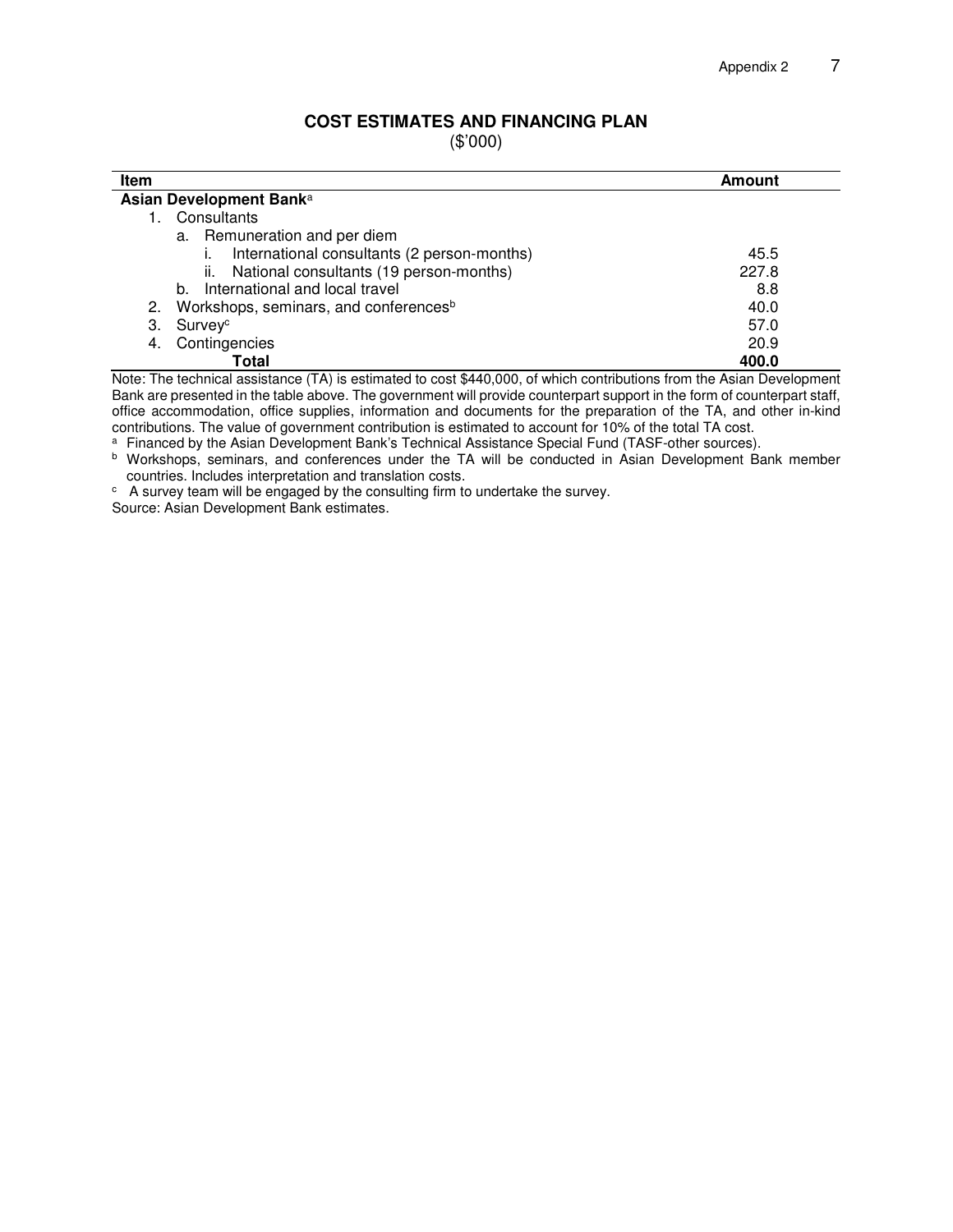## COST ESTIMATES AND FINANCING PLAN

($'000)

| Item | Amount |
|---|---|
| **Asian Development Bank**[a] | |
| 1. Consultants | |
| a. Remuneration and per diem | |
| i. International consultants (2 person-months) | 45.5 |
| ii. National consultants (19 person-months) | 227.8 |
| b. International and local travel | 8.8 |
| 2. Workshops, seminars, and conferences[b] | 40.0 |
| 3. Survey[c] | 57.0 |
| 4. Contingencies | 20.9 |
| **Total** | **400.0** |

Note: The technical assistance (TA) is estimated to cost $440,000, of which contributions from the Asian Development Bank are presented in the table above. The government will provide counterpart support in the form of counterpart staff, office accommodation, office supplies, information and documents for the preparation of the TA, and other in-kind contributions. The value of government contribution is estimated to account for 10% of the total TA cost.

[a] Financed by the Asian Development Bank's Technical Assistance Special Fund (TASF-other sources).

[b] Workshops, seminars, and conferences under the TA will be conducted in Asian Development Bank member countries. Includes interpretation and translation costs.

[c] A survey team will be engaged by the consulting firm to undertake the survey.

Source: Asian Development Bank estimates.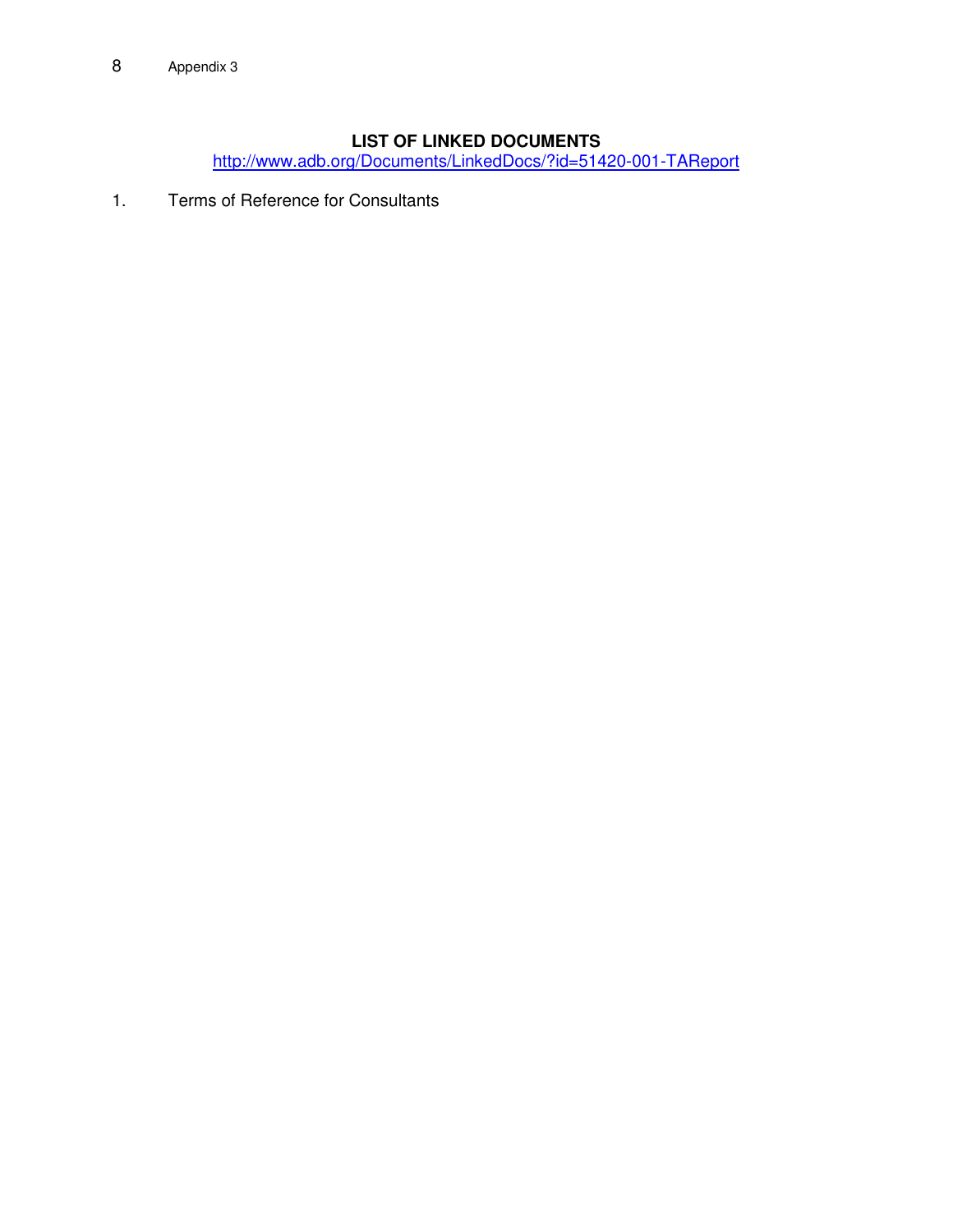## LIST OF LINKED DOCUMENTS

http://www.adb.org/Documents/LinkedDocs/?id=51420-001-TAReport

1. Terms of Reference for Consultants